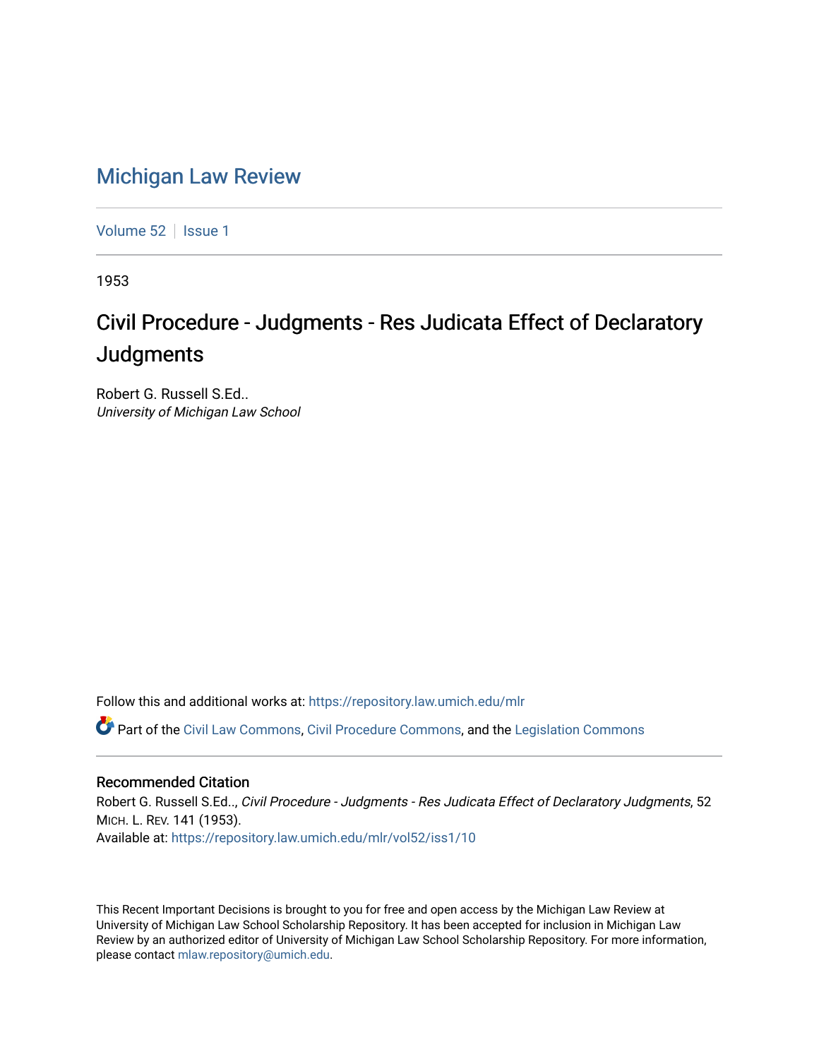# Michigan Law Review

Volume 52 | Issue 1

1953

## Civil Procedure - Judgments - Res Judicata Effect of Declaratory Judgments

Robert G. Russell S.Ed..
*University of Michigan Law School*

Follow this and additional works at: https://repository.law.umich.edu/mlr

Part of the Civil Law Commons, Civil Procedure Commons, and the Legislation Commons

### Recommended Citation

Robert G. Russell S.Ed.., *Civil Procedure - Judgments - Res Judicata Effect of Declaratory Judgments*, 52 MICH. L. REV. 141 (1953).
Available at: https://repository.law.umich.edu/mlr/vol52/iss1/10

This Recent Important Decisions is brought to you for free and open access by the Michigan Law Review at University of Michigan Law School Scholarship Repository. It has been accepted for inclusion in Michigan Law Review by an authorized editor of University of Michigan Law School Scholarship Repository. For more information, please contact mlaw.repository@umich.edu.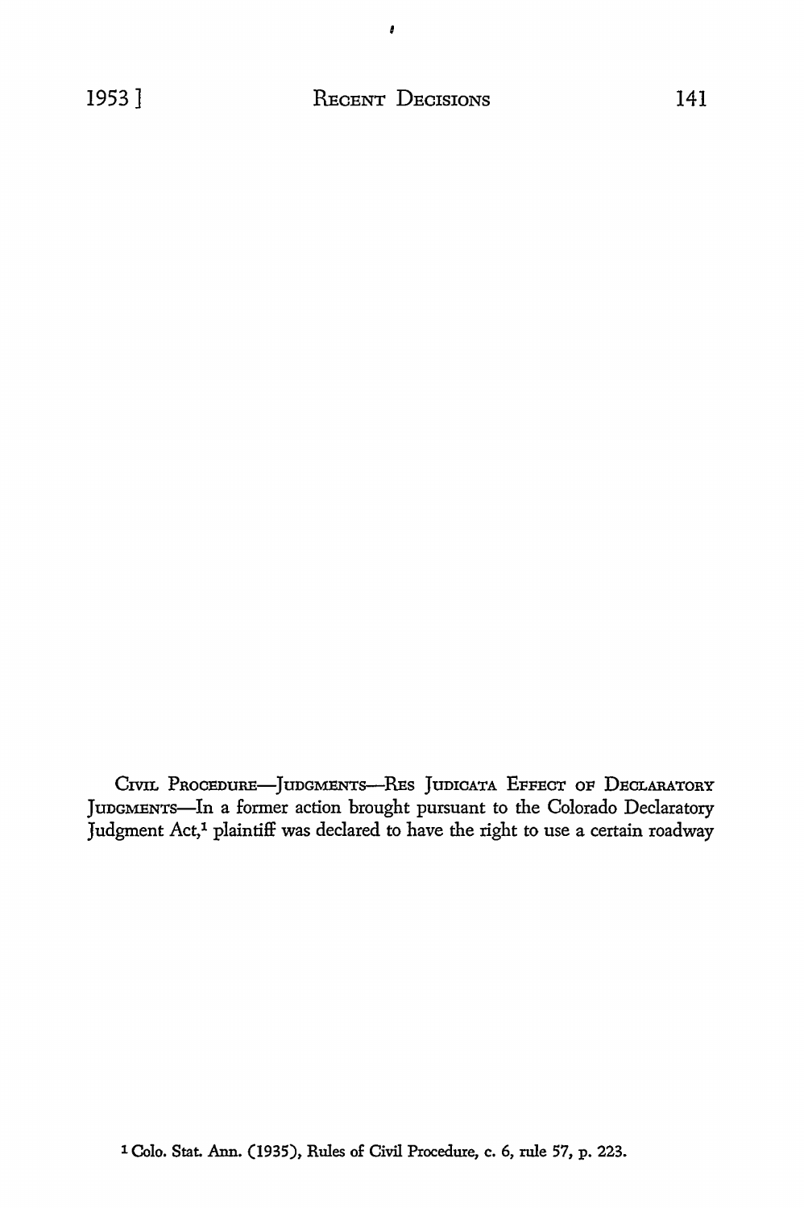CIVIL PROCEDURE—JUDGMENTS—RES JUDICATA EFFECT OF DECLARATORY JUDGMENTS—In a former action brought pursuant to the Colorado Declaratory Judgment Act,[1] plaintiff was declared to have the right to use a certain roadway

[1] Colo. Stat. Ann. (1935), Rules of Civil Procedure, c. 6, rule 57, p. 223.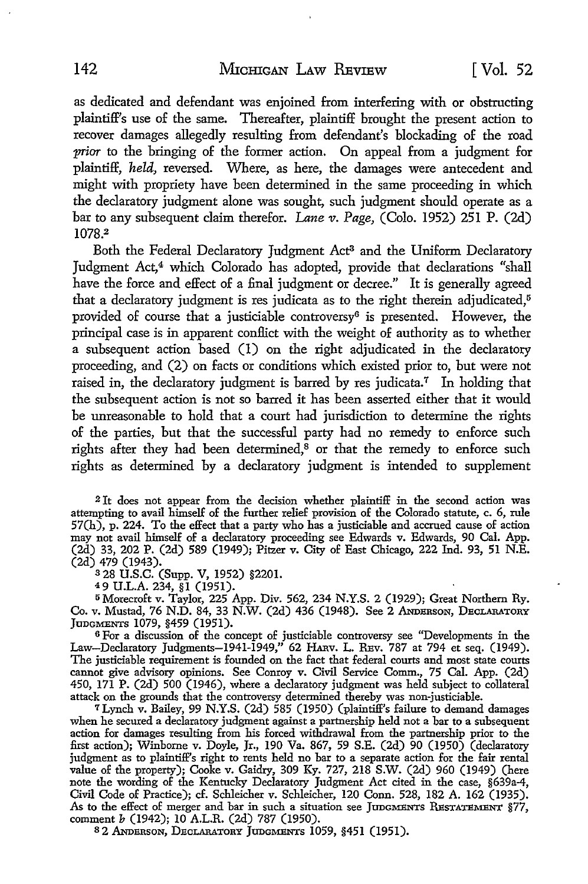as dedicated and defendant was enjoined from interfering with or obstructing plaintiff's use of the same. Thereafter, plaintiff brought the present action to recover damages allegedly resulting from defendant's blockading of the road *prior* to the bringing of the former action. On appeal from a judgment for plaintiff, *held*, reversed. Where, as here, the damages were antecedent and might with propriety have been determined in the same proceeding in which the declaratory judgment alone was sought, such judgment should operate as a bar to any subsequent claim therefor. *Lane v. Page*, (Colo. 1952) 251 P. (2d) 1078.[2]

Both the Federal Declaratory Judgment Act[3] and the Uniform Declaratory Judgment Act,[4] which Colorado has adopted, provide that declarations "shall have the force and effect of a final judgment or decree." It is generally agreed that a declaratory judgment is res judicata as to the right therein adjudicated,[5] provided of course that a justiciable controversy[6] is presented. However, the principal case is in apparent conflict with the weight of authority as to whether a subsequent action based (1) on the right adjudicated in the declaratory proceeding, and (2) on facts or conditions which existed prior to, but were not raised in, the declaratory judgment is barred by res judicata.[7] In holding that the subsequent action is not so barred it has been asserted either that it would be unreasonable to hold that a court had jurisdiction to determine the rights of the parties, but that the successful party had no remedy to enforce such rights after they had been determined,[8] or that the remedy to enforce such rights as determined by a declaratory judgment is intended to supplement

---

[2] It does not appear from the decision whether plaintiff in the second action was attempting to avail himself of the further relief provision of the Colorado statute, c. 6, rule 57(h), p. 224. To the effect that a party who has a justiciable and accrued cause of action may not avail himself of a declaratory proceeding see Edwards v. Edwards, 90 Cal. App. (2d) 33, 202 P. (2d) 589 (1949); Pitzer v. City of East Chicago, 222 Ind. 93, 51 N.E. (2d) 479 (1943).

[3] 28 U.S.C. (Supp. V, 1952) §2201.

[4] 9 U.L.A. 234, §1 (1951).

[5] Morecroft v. Taylor, 225 App. Div. 562, 234 N.Y.S. 2 (1929); Great Northern Ry. Co. v. Mustad, 76 N.D. 84, 33 N.W. (2d) 436 (1948). See 2 ANDERSON, DECLARATORY JUDGMENTS 1079, §459 (1951).

[6] For a discussion of the concept of justiciable controversy see "Developments in the Law—Declaratory Judgments—1941-1949," 62 HARV. L. REV. 787 at 794 et seq. (1949). The justiciable requirement is founded on the fact that federal courts and most state courts cannot give advisory opinions. See Conroy v. Civil Service Comm., 75 Cal. App. (2d) 450, 171 P. (2d) 500 (1946), where a declaratory judgment was held subject to collateral attack on the grounds that the controversy determined thereby was non-justiciable.

[7] Lynch v. Bailey, 99 N.Y.S. (2d) 585 (1950) (plaintiff's failure to demand damages when he secured a declaratory judgment against a partnership held not a bar to a subsequent action for damages resulting from his forced withdrawal from the partnership prior to the first action); Winborne v. Doyle, Jr., 190 Va. 867, 59 S.E. (2d) 90 (1950) (declaratory judgment as to plaintiff's right to rents held no bar to a separate action for the fair rental value of the property); Cooke v. Gaidry, 309 Ky. 727, 218 S.W. (2d) 960 (1949) (here note the wording of the Kentucky Declaratory Judgment Act cited in the case, §639a-4, Civil Code of Practice); cf. Schleicher v. Schleicher, 120 Conn. 528, 182 A. 162 (1935). As to the effect of merger and bar in such a situation see JUDGMENTS RESTATEMENT §77, comment *b* (1942); 10 A.L.R. (2d) 787 (1950).

[8] 2 ANDERSON, DECLARATORY JUDGMENTS 1059, §451 (1951).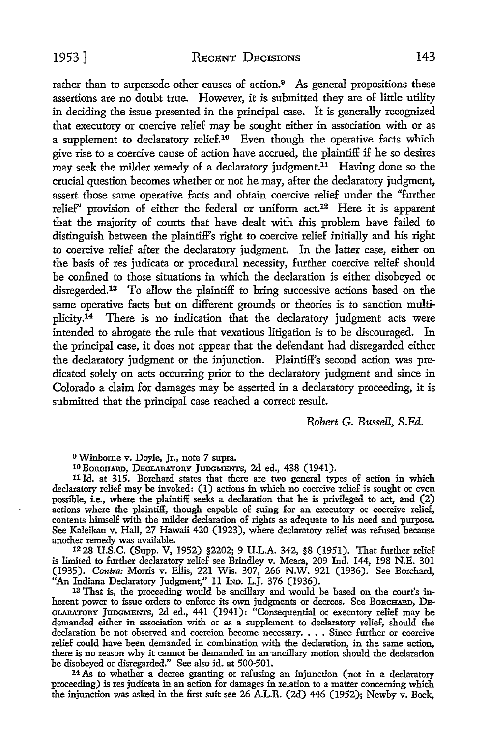rather than to supersede other causes of action.[9] As general propositions these assertions are no doubt true. However, it is submitted they are of little utility in deciding the issue presented in the principal case. It is generally recognized that executory or coercive relief may be sought either in association with or as a supplement to declaratory relief.[10] Even though the operative facts which give rise to a coercive cause of action have accrued, the plaintiff if he so desires may seek the milder remedy of a declaratory judgment.[11] Having done so the crucial question becomes whether or not he may, after the declaratory judgment, assert those same operative facts and obtain coercive relief under the "further relief" provision of either the federal or uniform act.[12] Here it is apparent that the majority of courts that have dealt with this problem have failed to distinguish between the plaintiff's right to coercive relief initially and his right to coercive relief after the declaratory judgment. In the latter case, either on the basis of res judicata or procedural necessity, further coercive relief should be confined to those situations in which the declaration is either disobeyed or disregarded.[13] To allow the plaintiff to bring successive actions based on the same operative facts but on different grounds or theories is to sanction multiplicity.[14] There is no indication that the declaratory judgment acts were intended to abrogate the rule that vexatious litigation is to be discouraged. In the principal case, it does not appear that the defendant had disregarded either the declaratory judgment or the injunction. Plaintiff's second action was predicated solely on acts occurring prior to the declaratory judgment and since in Colorado a claim for damages may be asserted in a declaratory proceeding, it is submitted that the principal case reached a correct result.

*Robert G. Russell, S.Ed.*

---

[9] Winborne v. Doyle, Jr., note 7 supra.

[10] BORCHARD, DECLARATORY JUDGMENTS, 2d ed., 438 (1941).

[11] Id. at 315. Borchard states that there are two general types of action in which declaratory relief may be invoked: (1) actions in which no coercive relief is sought or even possible, i.e., where the plaintiff seeks a declaration that he is privileged to act, and (2) actions where the plaintiff, though capable of suing for an executory or coercive relief, contents himself with the milder declaration of rights as adequate to his need and purpose. See Kaleikau v. Hall, 27 Hawaii 420 (1923), where declaratory relief was refused because another remedy was available.

[12] 28 U.S.C. (Supp. V, 1952) §2202; 9 U.L.A. 342, §8 (1951). That further relief is limited to further declaratory relief see Brindley v. Meara, 209 Ind. 144, 198 N.E. 301 (1935). *Contra:* Morris v. Ellis, 221 Wis. 307, 266 N.W. 921 (1936). See Borchard, "An Indiana Declaratory Judgment," 11 IND. L.J. 376 (1936).

[13] That is, the proceeding would be ancillary and would be based on the court's inherent power to issue orders to enforce its own judgments or decrees. See BORCHARD, DECLARATORY JUDGMENTS, 2d ed., 441 (1941): "Consequential or executory relief may be demanded either in association with or as a supplement to declaratory relief, should the declaration be not observed and coercion become necessary. . . . Since further or coercive relief could have been demanded in combination with the declaration, in the same action, there is no reason why it cannot be demanded in an ancillary motion should the declaration be disobeyed or disregarded." See also id. at 500-501.

[14] As to whether a decree granting or refusing an injunction (not in a declaratory proceeding) is res judicata in an action for damages in relation to a matter concerning which the injunction was asked in the first suit see 26 A.L.R. (2d) 446 (1952); Newby v. Bock,